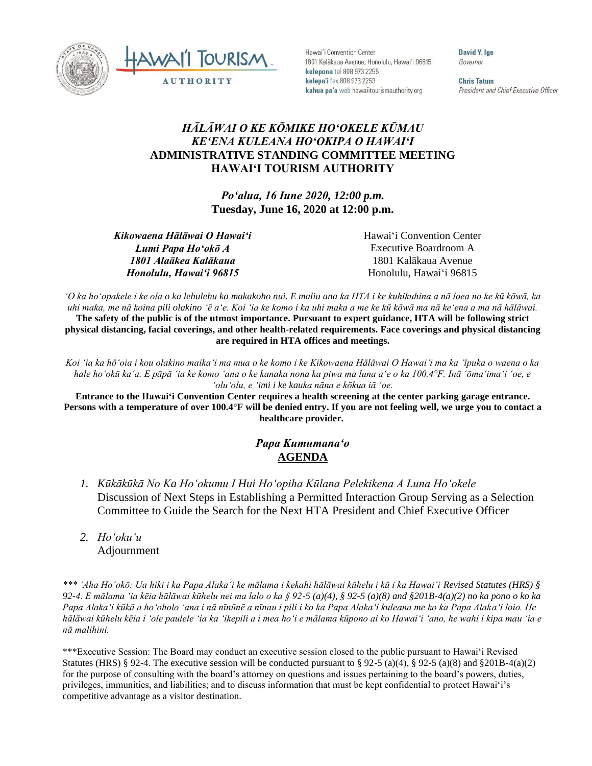Hawaiʻi Convention Center
1801 Kalākaua Avenue, Honolulu, Hawaiʻi 96815
**kelepona** tel 808 973 2255
**kelepaʻi** fax 808 973 2253
**kahua paʻa** web hawaiitourismauthority.org

**David Y. Ige**
*Governor*

**Chris Tatum**
*President and Chief Executive Officer*

# *HĀLĀWAI O KE KŌMIKE HOʻOKELE KŪMAU*
# *KEʻENA KULEANA HOʻOKIPA O HAWAIʻI*
# ADMINISTRATIVE STANDING COMMITTEE MEETING
# HAWAIʻI TOURISM AUTHORITY

*Poʻalua, 16 Iune 2020, 12:00 p.m.*
**Tuesday, June 16, 2020 at 12:00 p.m.**

***Kikowaena Hālāwai O Hawaiʻi***
***Lumi Papa Hoʻokō A***
***1801 Alaākea Kalākaua***
***Honolulu, Hawaiʻi 96815***

Hawaiʻi Convention Center
Executive Boardroom A
1801 Kalākaua Avenue
Honolulu, Hawaiʻi 96815

*ʻO ka hoʻopakele i ke ola o ka lehulehu ka makakoho nui. E maliu ana ka HTA i ke kuhikuhina a nā loea no ke kū kōwā, ka uhi maka, me nā koina pili olakino ʻē aʻe. Koi ʻia ke komo i ka uhi maka a me ke kū kōwā ma nā keʻena a ma nā hālāwai.*
**The safety of the public is of the utmost importance. Pursuant to expert guidance, HTA will be following strict physical distancing, facial coverings, and other health-related requirements. Face coverings and physical distancing are required in HTA offices and meetings.**

*Koi ʻia ka hōʻoia i kou olakino maikaʻi ma mua o ke komo i ke Kikowaena Hālāwai O Hawaiʻi ma ka ʻīpuka o waena o ka hale hoʻokū kaʻa. E pāpā ʻia ke komo ʻana o ke kanaka nona ka piwa ma luna aʻe o ka 100.4°F. Inā ʻōmaʻimaʻi ʻoe, e ʻoluʻolu, e ʻimi i ke kauka nāna e kōkua iā ʻoe.*
**Entrance to the Hawaiʻi Convention Center requires a health screening at the center parking garage entrance. Persons with a temperature of over 100.4°F will be denied entry. If you are not feeling well, we urge you to contact a healthcare provider.**

## *Papa Kumumanaʻo*
## AGENDA

1. *Kūkākūkā No Ka Hoʻokumu I Hui Hoʻopiha Kūlana Pelekikena A Luna Hoʻokele*
   Discussion of Next Steps in Establishing a Permitted Interaction Group Serving as a Selection Committee to Guide the Search for the Next HTA President and Chief Executive Officer
2. *Hoʻokuʻu*
   Adjournment

*\*\*\* ʻAha Hoʻokō: Ua hiki i ka Papa Alakaʻi ke mālama i kekahi hālāwai kūhelu i kū i ka Hawaiʻi Revised Statutes (HRS) § 92-4. E mālama ʻia kēia hālāwai kūhelu nei ma lalo o ka § 92-5 (a)(4), § 92-5 (a)(8) and §201B-4(a)(2) no ka pono o ko ka Papa Alakaʻi kūkā a hoʻoholo ʻana i nā nīnūnē a nīnau i pili i ko ka Papa Alakaʻi kuleana me ko ka Papa Alakaʻi loio. He hālāwai kūhelu kēia i ʻole paulele ʻia ka ʻikepili a i mea hoʻi e mālama kūpono ai ko Hawaiʻi ʻano, he wahi i kipa mau ʻia e nā malihini.*

\*\*\*Executive Session: The Board may conduct an executive session closed to the public pursuant to Hawaiʻi Revised Statutes (HRS) § 92-4. The executive session will be conducted pursuant to § 92-5 (a)(4), § 92-5 (a)(8) and §201B-4(a)(2) for the purpose of consulting with the board's attorney on questions and issues pertaining to the board's powers, duties, privileges, immunities, and liabilities; and to discuss information that must be kept confidential to protect Hawaiʻi's competitive advantage as a visitor destination.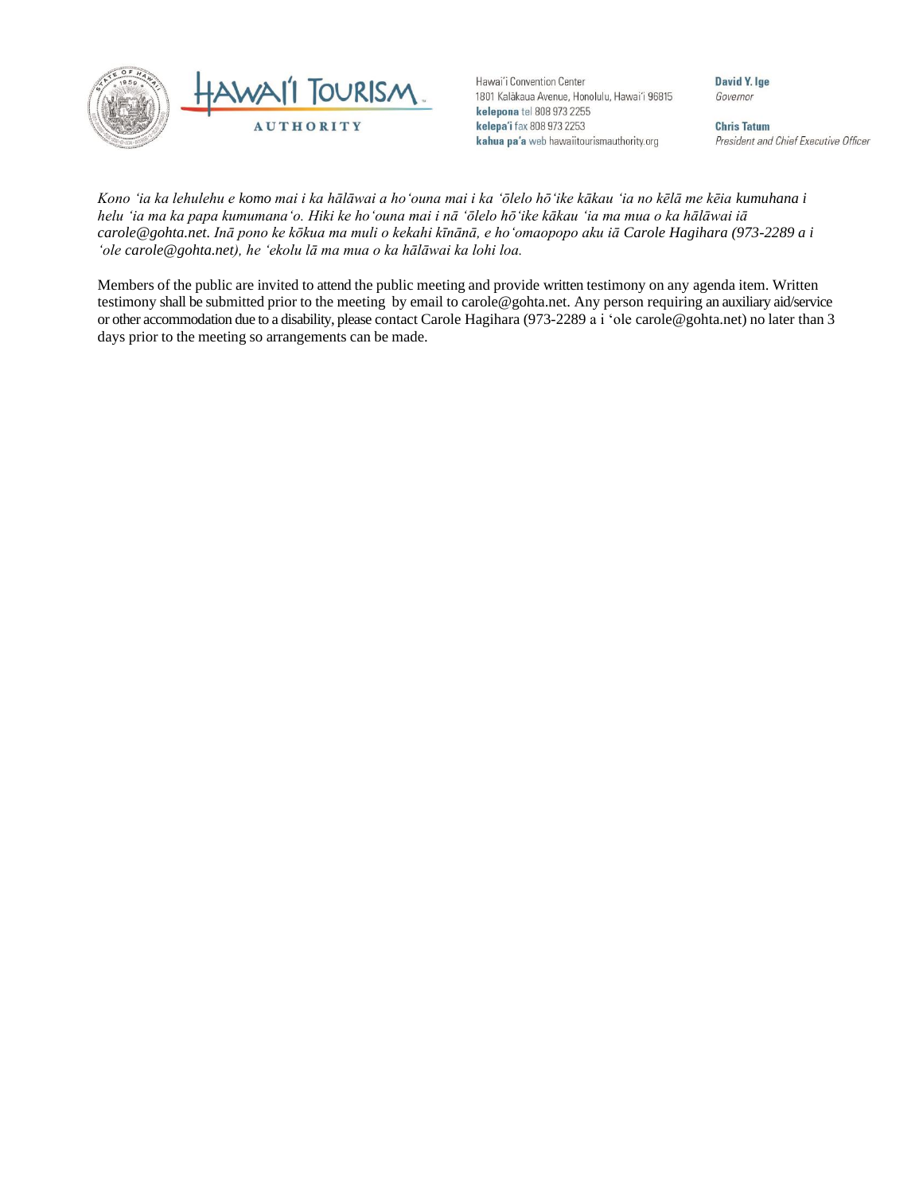*Kono ʻia ka lehulehu e komo mai i ka hālāwai a hoʻouna mai i ka ʻōlelo hōʻike kākau ʻia no kēlā me kēia kumuhana i helu ʻia ma ka papa kumumanaʻo. Hiki ke hoʻouna mai i nā ʻōlelo hōʻike kākau ʻia ma mua o ka hālāwai iā carole@gohta.net. Inā pono ke kōkua ma muli o kekahi kīnānā, e hoʻomaopopo aku iā Carole Hagihara (973-2289 a i ʻole carole@gohta.net), he ʻekolu lā ma mua o ka hālāwai ka lohi loa.*

Members of the public are invited to attend the public meeting and provide written testimony on any agenda item. Written testimony shall be submitted prior to the meeting by email to carole@gohta.net. Any person requiring an auxiliary aid/service or other accommodation due to a disability, please contact Carole Hagihara (973-2289 a i ʻole carole@gohta.net) no later than 3 days prior to the meeting so arrangements can be made.